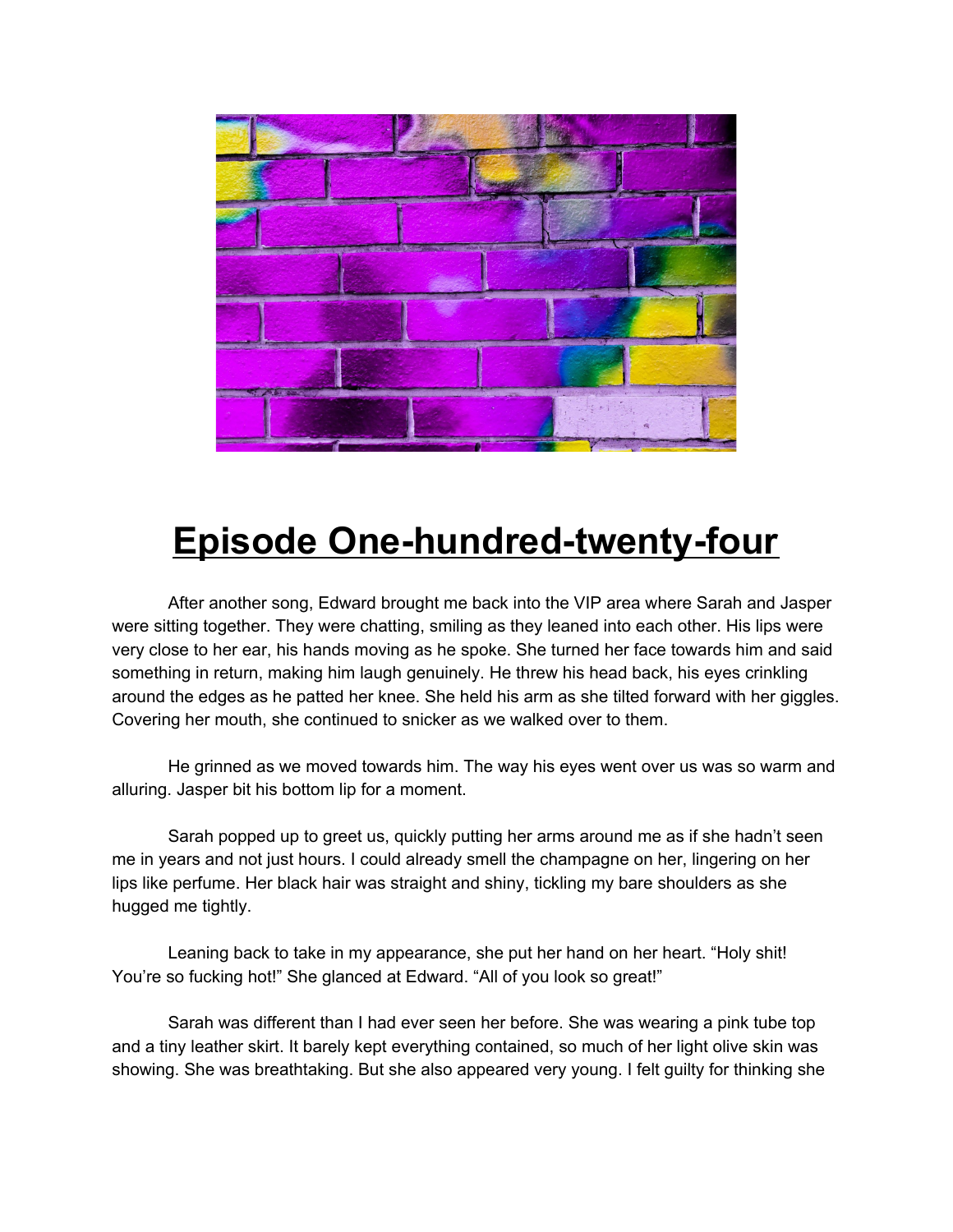# Episode One-hundred-twenty-four

After another song, Edward brought me back into the VIP area where Sarah and Jasper were sitting together. They were chatting, smiling as they leaned into each other. His lips were very close to her ear, his hands moving as he spoke. She turned her face towards him and said something in return, making him laugh genuinely. He threw his head back, his eyes crinkling around the edges as he patted her knee. She held his arm as she tilted forward with her giggles. Covering her mouth, she continued to snicker as we walked over to them.

He grinned as we moved towards him. The way his eyes went over us was so warm and alluring. Jasper bit his bottom lip for a moment.

Sarah popped up to greet us, quickly putting her arms around me as if she hadn't seen me in years and not just hours. I could already smell the champagne on her, lingering on her lips like perfume. Her black hair was straight and shiny, tickling my bare shoulders as she hugged me tightly.

Leaning back to take in my appearance, she put her hand on her heart. "Holy shit! You're so fucking hot!" She glanced at Edward. "All of you look so great!"

Sarah was different than I had ever seen her before. She was wearing a pink tube top and a tiny leather skirt. It barely kept everything contained, so much of her light olive skin was showing. She was breathtaking. But she also appeared very young. I felt guilty for thinking she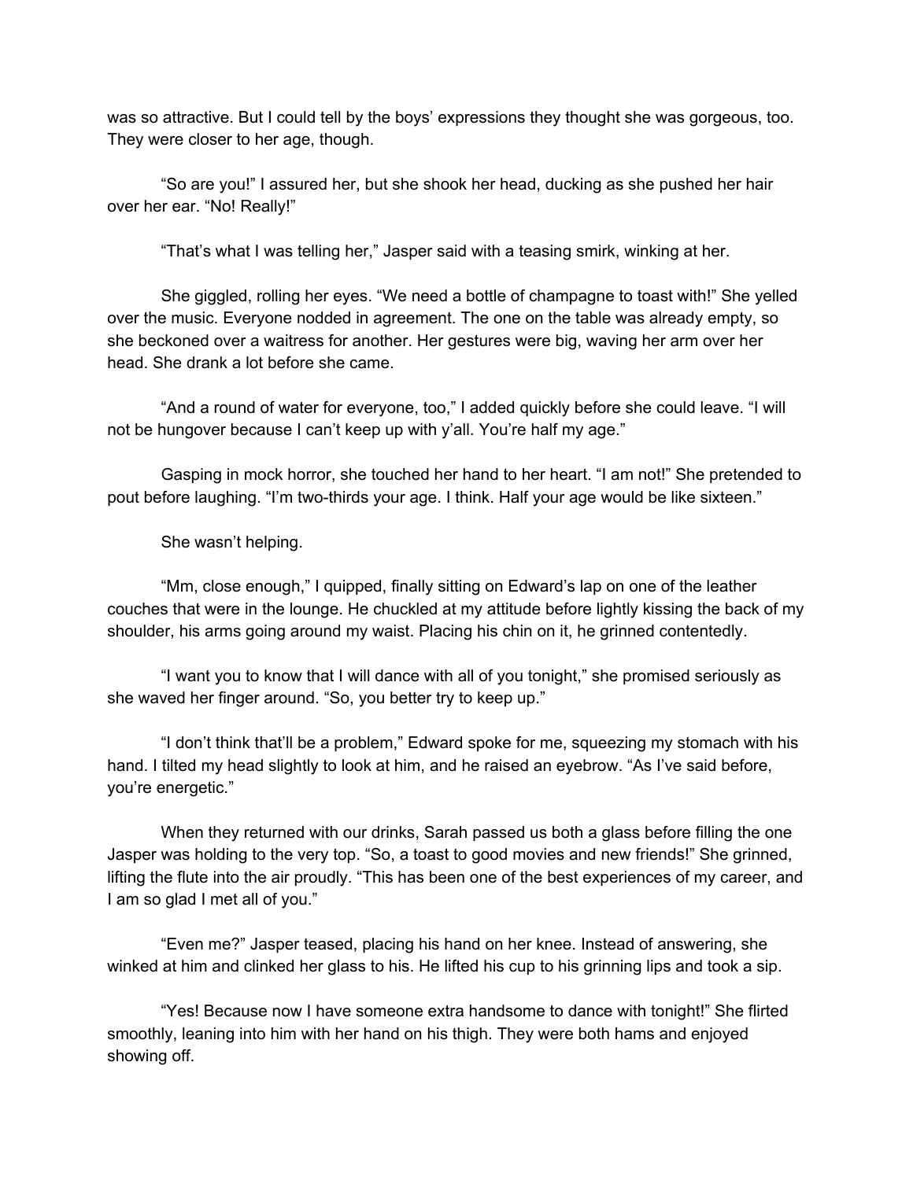was so attractive. But I could tell by the boys' expressions they thought she was gorgeous, too. They were closer to her age, though.

"So are you!" I assured her, but she shook her head, ducking as she pushed her hair over her ear. "No! Really!"

"That's what I was telling her," Jasper said with a teasing smirk, winking at her.

She giggled, rolling her eyes. "We need a bottle of champagne to toast with!" She yelled over the music. Everyone nodded in agreement. The one on the table was already empty, so she beckoned over a waitress for another. Her gestures were big, waving her arm over her head. She drank a lot before she came.

"And a round of water for everyone, too," I added quickly before she could leave. "I will not be hungover because I can't keep up with y'all. You're half my age."

Gasping in mock horror, she touched her hand to her heart. "I am not!" She pretended to pout before laughing. "I'm two-thirds your age. I think. Half your age would be like sixteen."

She wasn't helping.

"Mm, close enough," I quipped, finally sitting on Edward's lap on one of the leather couches that were in the lounge. He chuckled at my attitude before lightly kissing the back of my shoulder, his arms going around my waist. Placing his chin on it, he grinned contentedly.

"I want you to know that I will dance with all of you tonight," she promised seriously as she waved her finger around. "So, you better try to keep up."

"I don't think that'll be a problem," Edward spoke for me, squeezing my stomach with his hand. I tilted my head slightly to look at him, and he raised an eyebrow. "As I've said before, you're energetic."

When they returned with our drinks, Sarah passed us both a glass before filling the one Jasper was holding to the very top. "So, a toast to good movies and new friends!" She grinned, lifting the flute into the air proudly. "This has been one of the best experiences of my career, and I am so glad I met all of you."

"Even me?" Jasper teased, placing his hand on her knee. Instead of answering, she winked at him and clinked her glass to his. He lifted his cup to his grinning lips and took a sip.

"Yes! Because now I have someone extra handsome to dance with tonight!" She flirted smoothly, leaning into him with her hand on his thigh. They were both hams and enjoyed showing off.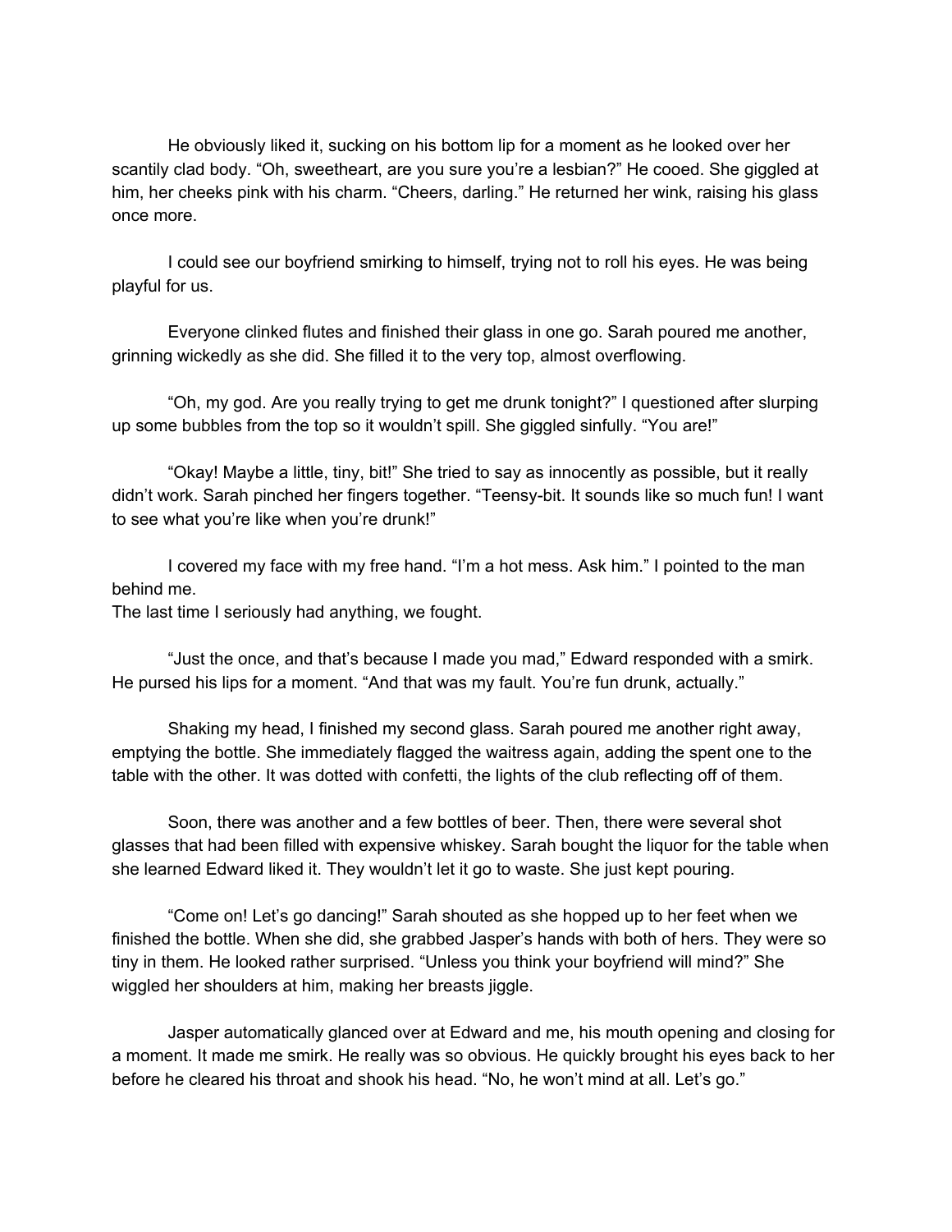He obviously liked it, sucking on his bottom lip for a moment as he looked over her scantily clad body. “Oh, sweetheart, are you sure you’re a lesbian?” He cooed. She giggled at him, her cheeks pink with his charm. “Cheers, darling.” He returned her wink, raising his glass once more.

I could see our boyfriend smirking to himself, trying not to roll his eyes. He was being playful for us.

Everyone clinked flutes and finished their glass in one go. Sarah poured me another, grinning wickedly as she did. She filled it to the very top, almost overflowing.

“Oh, my god. Are you really trying to get me drunk tonight?” I questioned after slurping up some bubbles from the top so it wouldn’t spill. She giggled sinfully. “You are!”

“Okay! Maybe a little, tiny, bit!” She tried to say as innocently as possible, but it really didn’t work. Sarah pinched her fingers together. “Teensy-bit. It sounds like so much fun! I want to see what you’re like when you’re drunk!”

I covered my face with my free hand. “I’m a hot mess. Ask him.” I pointed to the man behind me.
The last time I seriously had anything, we fought.

“Just the once, and that’s because I made you mad,” Edward responded with a smirk. He pursed his lips for a moment. “And that was my fault. You’re fun drunk, actually.”

Shaking my head, I finished my second glass. Sarah poured me another right away, emptying the bottle. She immediately flagged the waitress again, adding the spent one to the table with the other. It was dotted with confetti, the lights of the club reflecting off of them.

Soon, there was another and a few bottles of beer. Then, there were several shot glasses that had been filled with expensive whiskey. Sarah bought the liquor for the table when she learned Edward liked it. They wouldn’t let it go to waste. She just kept pouring.

“Come on! Let’s go dancing!” Sarah shouted as she hopped up to her feet when we finished the bottle. When she did, she grabbed Jasper’s hands with both of hers. They were so tiny in them. He looked rather surprised. “Unless you think your boyfriend will mind?” She wiggled her shoulders at him, making her breasts jiggle.

Jasper automatically glanced over at Edward and me, his mouth opening and closing for a moment. It made me smirk. He really was so obvious. He quickly brought his eyes back to her before he cleared his throat and shook his head. “No, he won’t mind at all. Let’s go.”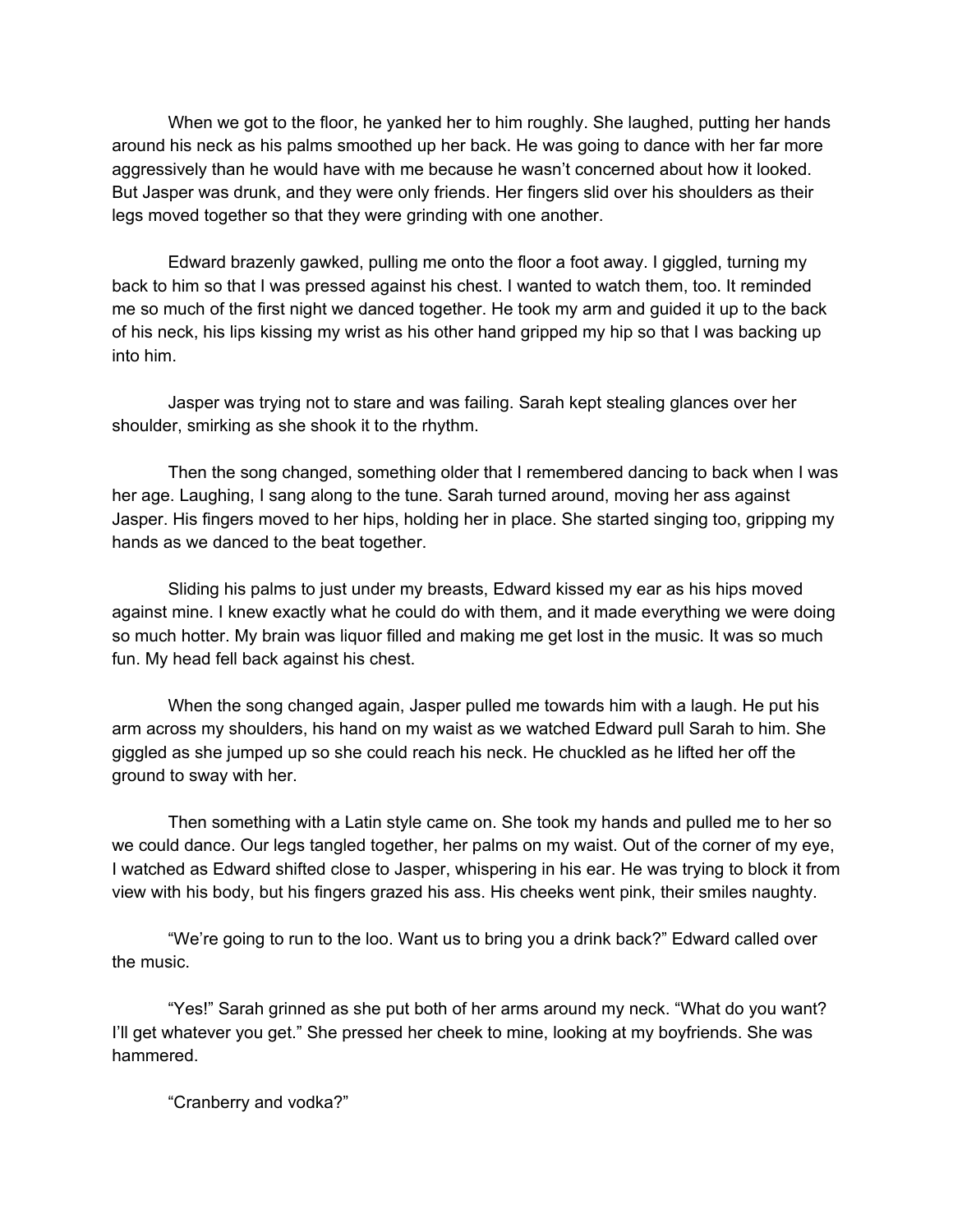When we got to the floor, he yanked her to him roughly. She laughed, putting her hands around his neck as his palms smoothed up her back. He was going to dance with her far more aggressively than he would have with me because he wasn't concerned about how it looked. But Jasper was drunk, and they were only friends. Her fingers slid over his shoulders as their legs moved together so that they were grinding with one another.

Edward brazenly gawked, pulling me onto the floor a foot away. I giggled, turning my back to him so that I was pressed against his chest. I wanted to watch them, too. It reminded me so much of the first night we danced together. He took my arm and guided it up to the back of his neck, his lips kissing my wrist as his other hand gripped my hip so that I was backing up into him.

Jasper was trying not to stare and was failing. Sarah kept stealing glances over her shoulder, smirking as she shook it to the rhythm.

Then the song changed, something older that I remembered dancing to back when I was her age. Laughing, I sang along to the tune. Sarah turned around, moving her ass against Jasper. His fingers moved to her hips, holding her in place. She started singing too, gripping my hands as we danced to the beat together.

Sliding his palms to just under my breasts, Edward kissed my ear as his hips moved against mine. I knew exactly what he could do with them, and it made everything we were doing so much hotter. My brain was liquor filled and making me get lost in the music. It was so much fun. My head fell back against his chest.

When the song changed again, Jasper pulled me towards him with a laugh. He put his arm across my shoulders, his hand on my waist as we watched Edward pull Sarah to him. She giggled as she jumped up so she could reach his neck. He chuckled as he lifted her off the ground to sway with her.

Then something with a Latin style came on. She took my hands and pulled me to her so we could dance. Our legs tangled together, her palms on my waist. Out of the corner of my eye, I watched as Edward shifted close to Jasper, whispering in his ear. He was trying to block it from view with his body, but his fingers grazed his ass. His cheeks went pink, their smiles naughty.

"We're going to run to the loo. Want us to bring you a drink back?" Edward called over the music.

"Yes!" Sarah grinned as she put both of her arms around my neck. "What do you want? I'll get whatever you get." She pressed her cheek to mine, looking at my boyfriends. She was hammered.

"Cranberry and vodka?"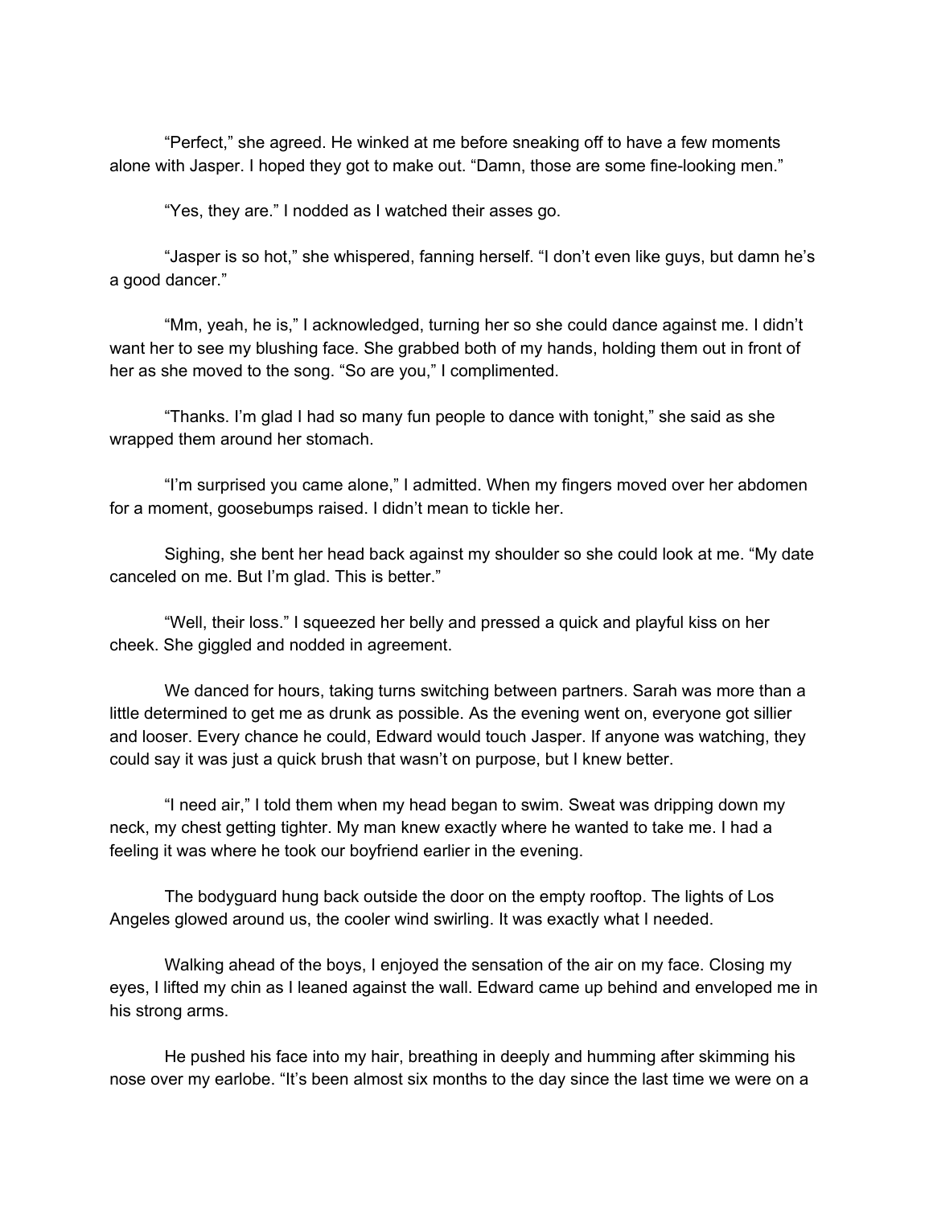"Perfect," she agreed. He winked at me before sneaking off to have a few moments alone with Jasper. I hoped they got to make out. "Damn, those are some fine-looking men."

"Yes, they are." I nodded as I watched their asses go.

"Jasper is so hot," she whispered, fanning herself. "I don't even like guys, but damn he's a good dancer."

"Mm, yeah, he is," I acknowledged, turning her so she could dance against me. I didn't want her to see my blushing face. She grabbed both of my hands, holding them out in front of her as she moved to the song. "So are you," I complimented.

"Thanks. I'm glad I had so many fun people to dance with tonight," she said as she wrapped them around her stomach.

"I'm surprised you came alone," I admitted. When my fingers moved over her abdomen for a moment, goosebumps raised. I didn't mean to tickle her.

Sighing, she bent her head back against my shoulder so she could look at me. "My date canceled on me. But I'm glad. This is better."

"Well, their loss." I squeezed her belly and pressed a quick and playful kiss on her cheek. She giggled and nodded in agreement.

We danced for hours, taking turns switching between partners. Sarah was more than a little determined to get me as drunk as possible. As the evening went on, everyone got sillier and looser. Every chance he could, Edward would touch Jasper. If anyone was watching, they could say it was just a quick brush that wasn't on purpose, but I knew better.

"I need air," I told them when my head began to swim. Sweat was dripping down my neck, my chest getting tighter. My man knew exactly where he wanted to take me. I had a feeling it was where he took our boyfriend earlier in the evening.

The bodyguard hung back outside the door on the empty rooftop. The lights of Los Angeles glowed around us, the cooler wind swirling. It was exactly what I needed.

Walking ahead of the boys, I enjoyed the sensation of the air on my face. Closing my eyes, I lifted my chin as I leaned against the wall. Edward came up behind and enveloped me in his strong arms.

He pushed his face into my hair, breathing in deeply and humming after skimming his nose over my earlobe. "It's been almost six months to the day since the last time we were on a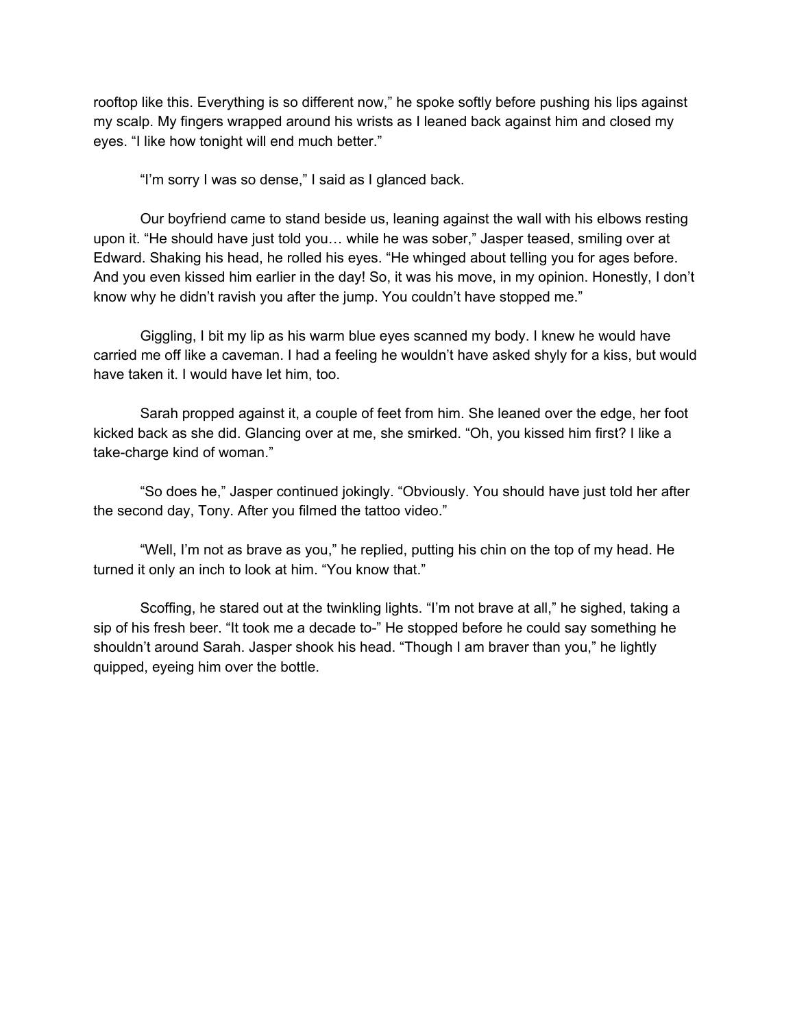rooftop like this. Everything is so different now," he spoke softly before pushing his lips against my scalp. My fingers wrapped around his wrists as I leaned back against him and closed my eyes. "I like how tonight will end much better."

"I'm sorry I was so dense," I said as I glanced back.

Our boyfriend came to stand beside us, leaning against the wall with his elbows resting upon it. "He should have just told you… while he was sober," Jasper teased, smiling over at Edward. Shaking his head, he rolled his eyes. "He whinged about telling you for ages before. And you even kissed him earlier in the day! So, it was his move, in my opinion. Honestly, I don't know why he didn't ravish you after the jump. You couldn't have stopped me."

Giggling, I bit my lip as his warm blue eyes scanned my body. I knew he would have carried me off like a caveman. I had a feeling he wouldn't have asked shyly for a kiss, but would have taken it. I would have let him, too.

Sarah propped against it, a couple of feet from him. She leaned over the edge, her foot kicked back as she did. Glancing over at me, she smirked. "Oh, you kissed him first? I like a take-charge kind of woman."

"So does he," Jasper continued jokingly. "Obviously. You should have just told her after the second day, Tony. After you filmed the tattoo video."

"Well, I'm not as brave as you," he replied, putting his chin on the top of my head. He turned it only an inch to look at him. "You know that."

Scoffing, he stared out at the twinkling lights. "I'm not brave at all," he sighed, taking a sip of his fresh beer. "It took me a decade to-" He stopped before he could say something he shouldn't around Sarah. Jasper shook his head. "Though I am braver than you," he lightly quipped, eyeing him over the bottle.